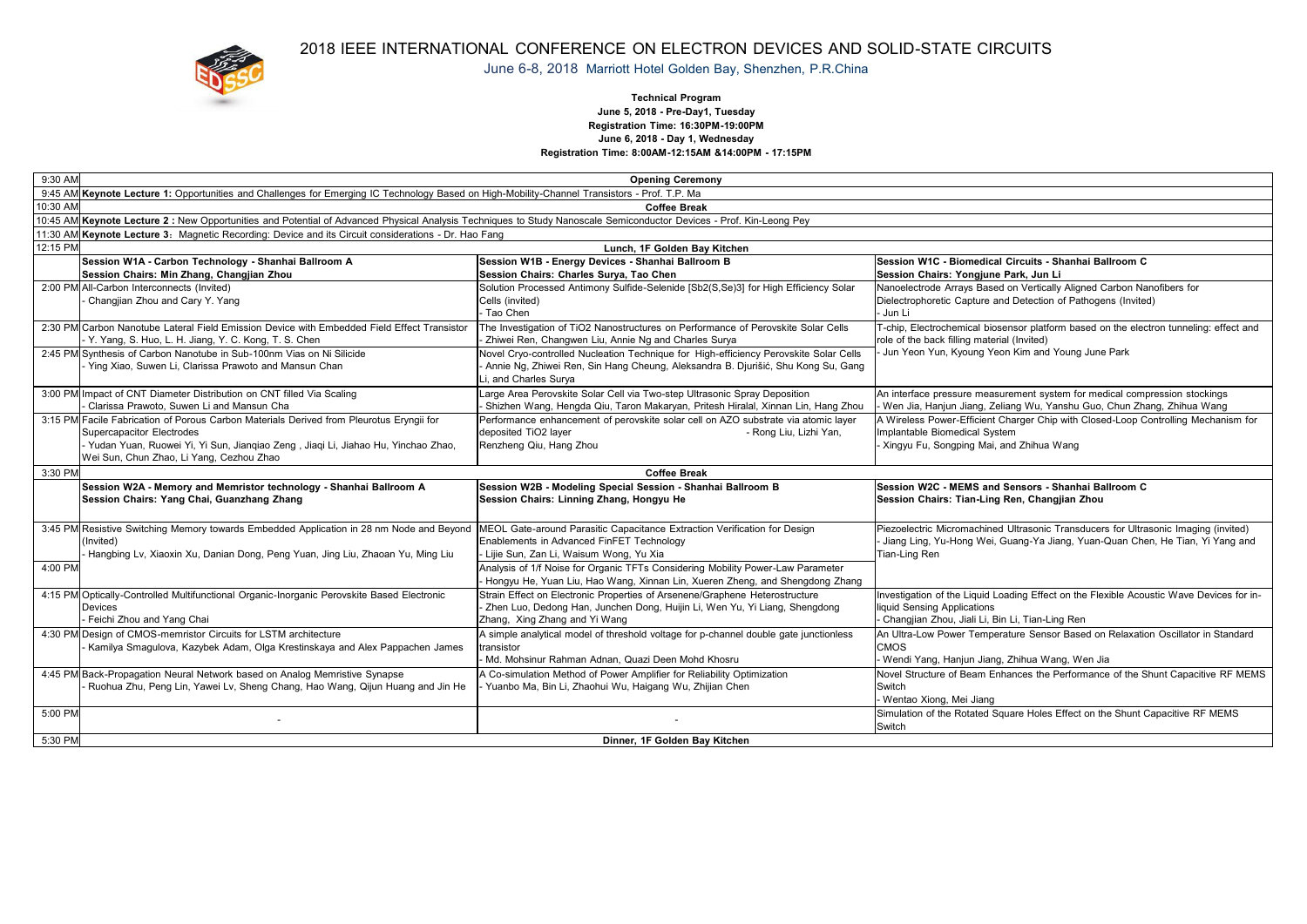# 2018 IEEE INTERNATIONAL CONFERENCE ON ELECTRON DEVICES AND SOLID-STATE CIRCUITS

June 6-8, 2018 Marriott Hotel Golden Bay, Shenzhen, P.R.China

**Technical Program**

**June 5, 2018 - Pre-Day1, Tuesday**

**Registration Time: 16:30PM-19:00PM**

**June 6, 2018 - Day 1, Wednesday**

**Registration Time: 8:00AM-12:15AM &14:00PM - 17:15PM**

| Time | | | |
|---|---|---|---|
| 9:30 AM | **Opening Ceremony** | | |
| 9:45 AM | **Keynote Lecture 1:** Opportunities and Challenges for Emerging IC Technology Based on High-Mobility-Channel Transistors - Prof. T.P. Ma | | |
| 10:30 AM | **Coffee Break** | | |
| 10:45 AM | **Keynote Lecture 2 :** New Opportunities and Potential of Advanced Physical Analysis Techniques to Study Nanoscale Semiconductor Devices - Prof. Kin-Leong Pey | | |
| 11:30 AM | **Keynote Lecture 3：** Magnetic Recording: Device and its Circuit considerations - Dr. Hao Fang | | |
| 12:15 PM | **Lunch, 1F Golden Bay Kitchen** | | |
| | **Session W1A - Carbon Technology - Shanhai Ballroom A**<br>**Session Chairs: Min Zhang, Changjian Zhou** | **Session W1B - Energy Devices - Shanhai Ballroom B**<br>**Session Chairs: Charles Surya, Tao Chen** | **Session W1C - Biomedical Circuits - Shanhai Ballroom C**<br>**Session Chairs: Yongjune Park, Jun Li** |
| 2:00 PM | All-Carbon Interconnects (Invited)<br>- Changjian Zhou and Cary Y. Yang | Solution Processed Antimony Sulfide-Selenide [Sb2(S,Se)3] for High Efficiency Solar Cells (invited)<br>- Tao Chen | Nanoelectrode Arrays Based on Vertically Aligned Carbon Nanofibers for Dielectrophoretic Capture and Detection of Pathogens (Invited)<br>- Jun Li |
| 2:30 PM | Carbon Nanotube Lateral Field Emission Device with Embedded Field Effect Transistor<br>- Y. Yang, S. Huo, L. H. Jiang, Y. C. Kong, T. S. Chen | The Investigation of TiO2 Nanostructures on Performance of Perovskite Solar Cells<br>- Zhiwei Ren, Changwen Liu, Annie Ng and Charles Surya | T-chip, Electrochemical biosensor platform based on the electron tunneling: effect and role of the back filling material (Invited)<br>- Jun Yeon Yun, Kyoung Yeon Kim and Young June Park |
| 2:45 PM | Synthesis of Carbon Nanotube in Sub-100nm Vias on Ni Silicide<br>- Ying Xiao, Suwen Li, Clarissa Prawoto and Mansun Chan | Novel Cryo-controlled Nucleation Technique for High-efficiency Perovskite Solar Cells<br>- Annie Ng, Zhiwei Ren, Sin Hang Cheung, Aleksandra B. Djurišić, Shu Kong Su, Gang Li, and Charles Surya | |
| 3:00 PM | Impact of CNT Diameter Distribution on CNT filled Via Scaling<br>- Clarissa Prawoto, Suwen Li and Mansun Cha | Large Area Perovskite Solar Cell via Two-step Ultrasonic Spray Deposition<br>- Shizhen Wang, Hengda Qiu, Taron Makaryan, Pritesh Hiralal, Xinnan Lin, Hang Zhou | An interface pressure measurement system for medical compression stockings<br>- Wen Jia, Hanjun Jiang, Zeliang Wu, Yanshu Guo, Chun Zhang, Zhihua Wang |
| 3:15 PM | Facile Fabrication of Porous Carbon Materials Derived from Pleurotus Eryngii for Supercapacitor Electrodes<br>- Yudan Yuan, Ruowei Yi, Yi Sun, Jianqiao Zeng , Jiaqi Li, Jiahao Hu, Yinchao Zhao, Wei Sun, Chun Zhao, Li Yang, Cezhou Zhao | Performance enhancement of perovskite solar cell on AZO substrate via atomic layer deposited TiO2 layer - Rong Liu, Lizhi Yan, Renzheng Qiu, Hang Zhou | A Wireless Power-Efficient Charger Chip with Closed-Loop Controlling Mechanism for Implantable Biomedical System<br>- Xingyu Fu, Songping Mai, and Zhihua Wang |
| 3:30 PM | **Coffee Break** | | |
| | **Session W2A - Memory and Memristor technology - Shanhai Ballroom A**<br>**Session Chairs: Yang Chai, Guanzhang Zhang** | **Session W2B - Modeling Special Session - Shanhai Ballroom B**<br>**Session Chairs: Linning Zhang, Hongyu He** | **Session W2C - MEMS and Sensors - Shanhai Ballroom C**<br>**Session Chairs: Tian-Ling Ren, Changjian Zhou** |
| 3:45 PM | Resistive Switching Memory towards Embedded Application in 28 nm Node and Beyond (Invited)<br>- Hangbing Lv, Xiaoxin Xu, Danian Dong, Peng Yuan, Jing Liu, Zhaoan Yu, Ming Liu | MEOL Gate-around Parasitic Capacitance Extraction Verification for Design Enablements in Advanced FinFET Technology<br>- Lijie Sun, Zan Li, Waisum Wong, Yu Xia | Piezoelectric Micromachined Ultrasonic Transducers for Ultrasonic Imaging (invited)<br>- Jiang Ling, Yu-Hong Wei, Guang-Ya Jiang, Yuan-Quan Chen, He Tian, Yi Yang and Tian-Ling Ren |
| 4:00 PM | | Analysis of 1/f Noise for Organic TFTs Considering Mobility Power-Law Parameter<br>- Hongyu He, Yuan Liu, Hao Wang, Xinnan Lin, Xueren Zheng, and Shengdong Zhang | |
| 4:15 PM | Optically-Controlled Multifunctional Organic-Inorganic Perovskite Based Electronic Devices<br>- Feichi Zhou and Yang Chai | Strain Effect on Electronic Properties of Arsenene/Graphene Heterostructure<br>- Zhen Luo, Dedong Han, Junchen Dong, Huijin Li, Wen Yu, Yi Liang, Shengdong Zhang, Xing Zhang and Yi Wang | Investigation of the Liquid Loading Effect on the Flexible Acoustic Wave Devices for in-liquid Sensing Applications<br>- Changjian Zhou, Jiali Li, Bin Li, Tian-Ling Ren |
| 4:30 PM | Design of CMOS-memristor Circuits for LSTM architecture<br>- Kamilya Smagulova, Kazybek Adam, Olga Krestinskaya and Alex Pappachen James | A simple analytical model of threshold voltage for p-channel double gate junctionless transistor<br>- Md. Mohsinur Rahman Adnan, Quazi Deen Mohd Khosru | An Ultra-Low Power Temperature Sensor Based on Relaxation Oscillator in Standard CMOS<br>- Wendi Yang, Hanjun Jiang, Zhihua Wang, Wen Jia |
| 4:45 PM | Back-Propagation Neural Network based on Analog Memristive Synapse<br>- Ruohua Zhu, Peng Lin, Yawei Lv, Sheng Chang, Hao Wang, Qijun Huang and Jin He | A Co-simulation Method of Power Amplifier for Reliability Optimization<br>- Yuanbo Ma, Bin Li, Zhaohui Wu, Haigang Wu, Zhijian Chen | Novel Structure of Beam Enhances the Performance of the Shunt Capacitive RF MEMS Switch<br>- Wentao Xiong, Mei Jiang |
| 5:00 PM | - | - | Simulation of the Rotated Square Holes Effect on the Shunt Capacitive RF MEMS Switch |
| 5:30 PM | **Dinner, 1F Golden Bay Kitchen** | | |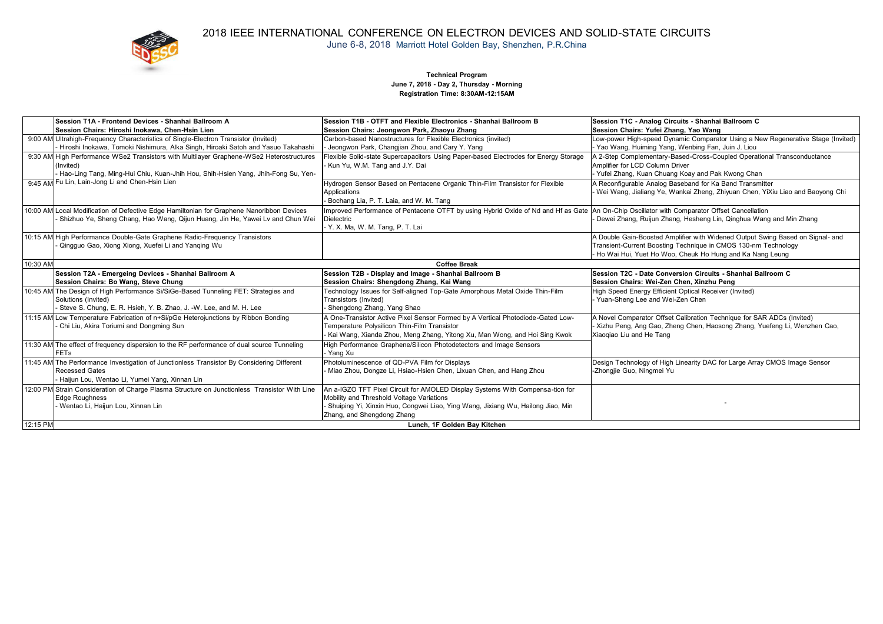# 2018 IEEE INTERNATIONAL CONFERENCE ON ELECTRON DEVICES AND SOLID-STATE CIRCUITS

June 6-8, 2018 Marriott Hotel Golden Bay, Shenzhen, P.R.China

**Technical Program**
**June 7, 2018 - Day 2, Thursday - Morning**
**Registration Time: 8:30AM-12:15AM**

| | **Session T1A - Frontend Devices - Shanhai Ballroom A**<br>**Session Chairs: Hiroshi Inokawa, Chen-Hsin Lien** | **Session T1B - OTFT and Flexible Electronics - Shanhai Ballroom B**<br>**Session Chairs: Jeongwon Park, Zhaoyu Zhang** | **Session T1C - Analog Circuits - Shanhai Ballroom C**<br>**Session Chairs: Yufei Zhang, Yao Wang** |
|---|---|---|---|
| 9:00 AM | Ultrahigh-Frequency Characteristics of Single-Electron Transistor (Invited)<br>- Hiroshi Inokawa, Tomoki Nishimura, Alka Singh, Hiroaki Satoh and Yasuo Takahashi | Carbon-based Nanostructures for Flexible Electronics (invited)<br>- Jeongwon Park, Changjian Zhou, and Cary Y. Yang | Low-power High-speed Dynamic Comparator Using a New Regenerative Stage (Invited)<br>- Yao Wang, Huiming Yang, Wenbing Fan, Juin J. Liou |
| 9:30 AM | High Performance WSe2 Transistors with Multilayer Graphene-WSe2 Heterostructures (Invited)<br>- Hao-Ling Tang, Ming-Hui Chiu, Kuan-Jhih Hou, Shih-Hsien Yang, Jhih-Fong Su, Yen-Fu Lin, Lain-Jong Li and Chen-Hsin Lien | Flexible Solid-state Supercapacitors Using Paper-based Electrodes for Energy Storage<br>- Kun Yu, W.M. Tang and J.Y. Dai | A 2-Step Complementary-Based-Cross-Coupled Operational Transconductance Amplifier for LCD Column Driver<br>- Yufei Zhang, Kuan Chuang Koay and Pak Kwong Chan |
| 9:45 AM | | Hydrogen Sensor Based on Pentacene Organic Thin-Film Transistor for Flexible Applications<br>- Bochang Lia, P. T. Laia, and W. M. Tang | A Reconfigurable Analog Baseband for Ka Band Transmitter<br>- Wei Wang, Jialiang Ye, Wankai Zheng, Zhiyuan Chen, YiXiu Liao and Baoyong Chi |
| 10:00 AM | Local Modification of Defective Edge Hamiltonian for Graphene Nanoribbon Devices<br>- Shizhuo Ye, Sheng Chang, Hao Wang, Qijun Huang, Jin He, Yawei Lv and Chun Wei | Improved Performance of Pentacene OTFT by using Hybrid Oxide of Nd and Hf as Gate Dielectric<br>- Y. X. Ma, W. M. Tang, P. T. Lai | An On-Chip Oscillator with Comparator Offset Cancellation<br>- Dewei Zhang, Ruijun Zhang, Hesheng Lin, Qinghua Wang and Min Zhang |
| 10:15 AM | High Performance Double-Gate Graphene Radio-Frequency Transistors<br>- Qingguo Gao, Xiong Xiong, Xuefei Li and Yanqing Wu | | A Double Gain-Boosted Amplifier with Widened Output Swing Based on Signal- and Transient-Current Boosting Technique in CMOS 130-nm Technology<br>- Ho Wai Hui, Yuet Ho Woo, Cheuk Ho Hung and Ka Nang Leung |
| 10:30 AM | **Coffee Break** | | |
| | **Session T2A - Emergeing Devices - Shanhai Ballroom A**<br>**Session Chairs: Bo Wang, Steve Chung** | **Session T2B - Display and Image - Shanhai Ballroom B**<br>**Session Chairs: Shengdong Zhang, Kai Wang** | **Session T2C - Date Conversion Circuits - Shanhai Ballroom C**<br>**Session Chairs: Wei-Zen Chen, Xinzhu Peng** |
| 10:45 AM | The Design of High Performance Si/SiGe-Based Tunneling FET: Strategies and Solutions (Invited)<br>- Steve S. Chung, E. R. Hsieh, Y. B. Zhao, J. -W. Lee, and M. H. Lee | Technology Issues for Self-aligned Top-Gate Amorphous Metal Oxide Thin-Film Transistors (Invited)<br>- Shengdong Zhang, Yang Shao | High Speed Energy Efficient Optical Receiver (Invited)<br>- Yuan-Sheng Lee and Wei-Zen Chen |
| 11:15 AM | Low Temperature Fabrication of n+Si/pGe Heterojunctions by Ribbon Bonding<br>- Chi Liu, Akira Toriumi and Dongming Sun | A One-Transistor Active Pixel Sensor Formed by A Vertical Photodiode-Gated Low-Temperature Polysilicon Thin-Film Transistor<br>- Kai Wang, Xianda Zhou, Meng Zhang, Yitong Xu, Man Wong, and Hoi Sing Kwok | A Novel Comparator Offset Calibration Technique for SAR ADCs (Invited)<br>- Xizhu Peng, Ang Gao, Zheng Chen, Haosong Zhang, Yuefeng Li, Wenzhen Cao, Xiaoqiao Liu and He Tang |
| 11:30 AM | The effect of frequency dispersion to the RF performance of dual source Tunneling FETs | High Performance Graphene/Silicon Photodetectors and Image Sensors<br>- Yang Xu | |
| 11:45 AM | The Performance Investigation of Junctionless Transistor By Considering Different Recessed Gates<br>- Haijun Lou, Wentao Li, Yumei Yang, Xinnan Lin | Photoluminescence of QD-PVA Film for Displays<br>- Miao Zhou, Dongze Li, Hsiao-Hsien Chen, Lixuan Chen, and Hang Zhou | Design Technology of High Linearity DAC for Large Array CMOS Image Sensor<br>-Zhongjie Guo, Ningmei Yu |
| 12:00 PM | Strain Consideration of Charge Plasma Structure on Junctionless Transistor With Line Edge Roughness<br>- Wentao Li, Haijun Lou, Xinnan Lin | An a-IGZO TFT Pixel Circuit for AMOLED Display Systems With Compensa-tion for Mobility and Threshold Voltage Variations<br>- Shuiping Yi, Xinxin Huo, Congwei Liao, Ying Wang, Jixiang Wu, Hailong Jiao, Min Zhang, and Shengdong Zhang | - |
| 12:15 PM | **Lunch, 1F Golden Bay Kitchen** | | |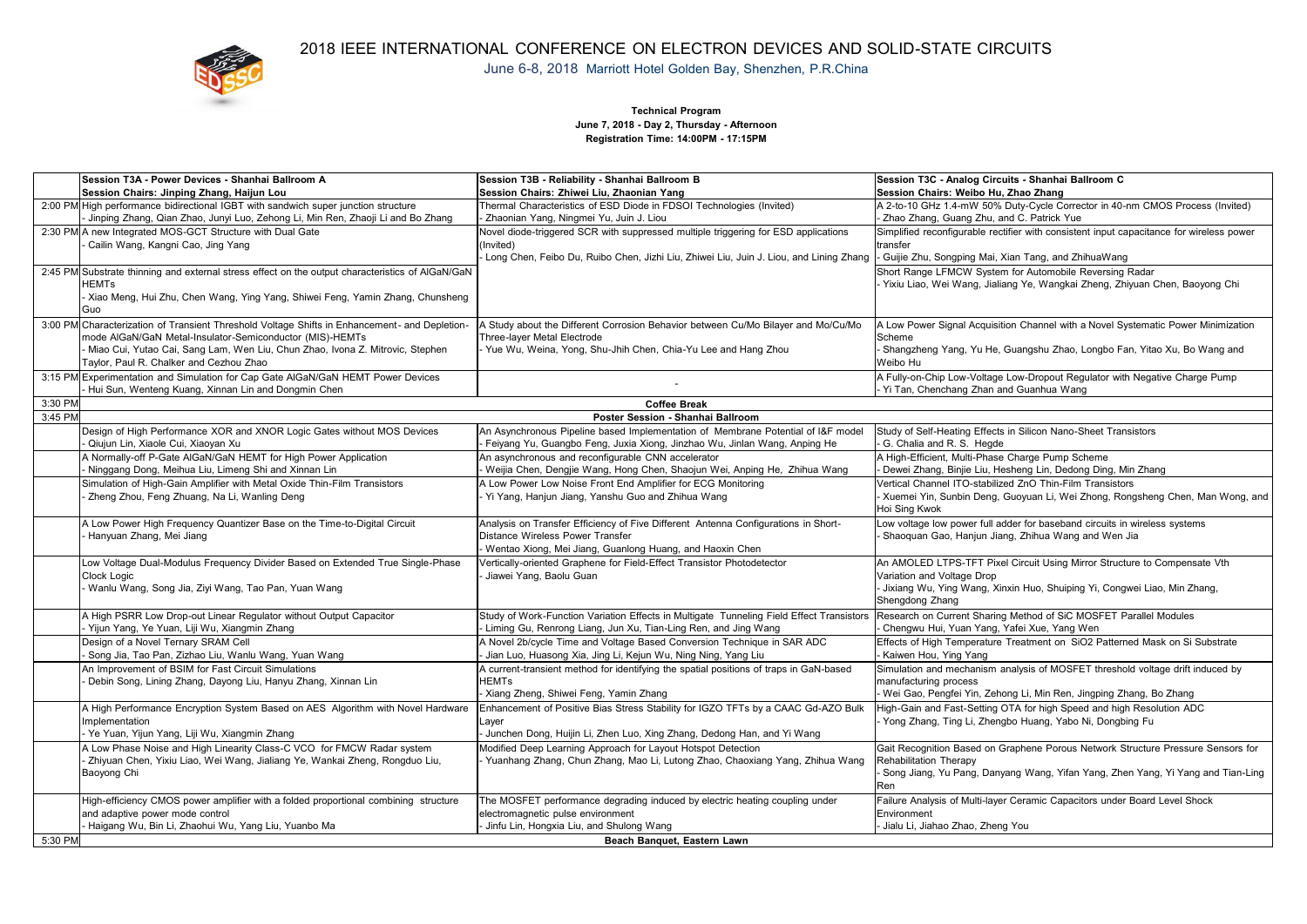# 2018 IEEE INTERNATIONAL CONFERENCE ON ELECTRON DEVICES AND SOLID-STATE CIRCUITS

June 6-8, 2018 Marriott Hotel Golden Bay, Shenzhen, P.R.China

**Technical Program**
**June 7, 2018 - Day 2, Thursday - Afternoon**
**Registration Time: 14:00PM - 17:15PM**

| | Session T3A - Power Devices - Shanhai Ballroom A<br>Session Chairs: Jinping Zhang, Haijun Lou | Session T3B - Reliability - Shanhai Ballroom B<br>Session Chairs: Zhiwei Liu, Zhaonian Yang | Session T3C - Analog Circuits - Shanhai Ballroom C<br>Session Chairs: Weibo Hu, Zhao Zhang |
|---|---|---|---|
| 2:00 PM | High performance bidirectional IGBT with sandwich super junction structure<br>- Jinping Zhang, Qian Zhao, Junyi Luo, Zehong Li, Min Ren, Zhaoji Li and Bo Zhang | Thermal Characteristics of ESD Diode in FDSOI Technologies (Invited)<br>- Zhaonian Yang, Ningmei Yu, Juin J. Liou | A 2-to-10 GHz 1.4-mW 50% Duty-Cycle Corrector in 40-nm CMOS Process (Invited)<br>- Zhao Zhang, Guang Zhu, and C. Patrick Yue |
| 2:30 PM | A new Integrated MOS-GCT Structure with Dual Gate<br>- Cailin Wang, Kangni Cao, Jing Yang | Novel diode-triggered SCR with suppressed multiple triggering for ESD applications (Invited)<br>- Long Chen, Feibo Du, Ruibo Chen, Jizhi Liu, Zhiwei Liu, Juin J. Liou, and Lining Zhang | Simplified reconfigurable rectifier with consistent input capacitance for wireless power transfer<br>- Guijie Zhu, Songping Mai, Xian Tang, and ZhihuaWang |
| 2:45 PM | Substrate thinning and external stress effect on the output characteristics of AlGaN/GaN HEMTs<br>- Xiao Meng, Hui Zhu, Chen Wang, Ying Yang, Shiwei Feng, Yamin Zhang, Chunsheng Guo | | Short Range LFMCW System for Automobile Reversing Radar<br>- Yixiu Liao, Wei Wang, Jialiang Ye, Wangkai Zheng, Zhiyuan Chen, Baoyong Chi |
| 3:00 PM | Characterization of Transient Threshold Voltage Shifts in Enhancement- and Depletion-mode AlGaN/GaN Metal-Insulator-Semiconductor (MIS)-HEMTs<br>- Miao Cui, Yutao Cai, Sang Lam, Wen Liu, Chun Zhao, Ivona Z. Mitrovic, Stephen Taylor, Paul R. Chalker and Cezhou Zhao | A Study about the Different Corrosion Behavior between Cu/Mo Bilayer and Mo/Cu/Mo Three-layer Metal Electrode<br>- Yue Wu, Weina, Yong, Shu-Jhih Chen, Chia-Yu Lee and Hang Zhou | A Low Power Signal Acquisition Channel with a Novel Systematic Power Minimization Scheme<br>- Shangzheng Yang, Yu He, Guangshu Zhao, Longbo Fan, Yitao Xu, Bo Wang and Weibo Hu |
| 3:15 PM | Experimentation and Simulation for Cap Gate AlGaN/GaN HEMT Power Devices<br>- Hui Sun, Wenteng Kuang, Xinnan Lin and Dongmin Chen | - | A Fully-on-Chip Low-Voltage Low-Dropout Regulator with Negative Charge Pump<br>- Yi Tan, Chenchang Zhan and Guanhua Wang |
| 3:30 PM | **Coffee Break** | | |
| 3:45 PM | **Poster Session - Shanhai Ballroom** | | |
| | Design of High Performance XOR and XNOR Logic Gates without MOS Devices<br>- Qiujun Lin, Xiaole Cui, Xiaoyan Xu | An Asynchronous Pipeline based Implementation of Membrane Potential of I&F model<br>- Feiyang Yu, Guangbo Feng, Juxia Xiong, Jinzhao Wu, Jinlan Wang, Anping He | Study of Self-Heating Effects in Silicon Nano-Sheet Transistors<br>- G. Chalia and R. S. Hegde |
| | A Normally-off P-Gate AlGaN/GaN HEMT for High Power Application<br>- Ninggang Dong, Meihua Liu, Limeng Shi and Xinnan Lin | An asynchronous and reconfigurable CNN accelerator<br>- Weijia Chen, Dengjie Wang, Hong Chen, Shaojun Wei, Anping He, Zhihua Wang | A High-Efficient, Multi-Phase Charge Pump Scheme<br>- Dewei Zhang, Binjie Liu, Hesheng Lin, Dedong Ding, Min Zhang |
| | Simulation of High-Gain Amplifier with Metal Oxide Thin-Film Transistors<br>- Zheng Zhou, Feng Zhuang, Na Li, Wanling Deng | A Low Power Low Noise Front End Amplifier for ECG Monitoring<br>- Yi Yang, Hanjun Jiang, Yanshu Guo and Zhihua Wang | Vertical Channel ITO-stabilized ZnO Thin-Film Transistors<br>- Xuemei Yin, Sunbin Deng, Guoyuan Li, Wei Zhong, Rongsheng Chen, Man Wong, and Hoi Sing Kwok |
| | A Low Power High Frequency Quantizer Base on the Time-to-Digital Circuit<br>- Hanyuan Zhang, Mei Jiang | Analysis on Transfer Efficiency of Five Different Antenna Configurations in Short-Distance Wireless Power Transfer<br>- Wentao Xiong, Mei Jiang, Guanlong Huang, and Haoxin Chen | Low voltage low power full adder for baseband circuits in wireless systems<br>- Shaoquan Gao, Hanjun Jiang, Zhihua Wang and Wen Jia |
| | Low Voltage Dual-Modulus Frequency Divider Based on Extended True Single-Phase Clock Logic<br>- Wanlu Wang, Song Jia, Ziyi Wang, Tao Pan, Yuan Wang | Vertically-oriented Graphene for Field-Effect Transistor Photodetector<br>- Jiawei Yang, Baolu Guan | An AMOLED LTPS-TFT Pixel Circuit Using Mirror Structure to Compensate Vth Variation and Voltage Drop<br>- Jixiang Wu, Ying Wang, Xinxin Huo, Shuiping Yi, Congwei Liao, Min Zhang, Shengdong Zhang |
| | A High PSRR Low Drop-out Linear Regulator without Output Capacitor<br>- Yijun Yang, Ye Yuan, Liji Wu, Xiangmin Zhang | Study of Work-Function Variation Effects in Multigate Tunneling Field Effect Transistors<br>- Liming Gu, Renrong Liang, Jun Xu, Tian-Ling Ren, and Jing Wang | Research on Current Sharing Method of SiC MOSFET Parallel Modules<br>- Chengwu Hui, Yuan Yang, Yafei Xue, Yang Wen |
| | Design of a Novel Ternary SRAM Cell<br>- Song Jia, Tao Pan, Zizhao Liu, Wanlu Wang, Yuan Wang | A Novel 2b/cycle Time and Voltage Based Conversion Technique in SAR ADC<br>- Jian Luo, Huasong Xia, Jing Li, Kejun Wu, Ning Ning, Yang Liu | Effects of High Temperature Treatment on SiO2 Patterned Mask on Si Substrate<br>- Kaiwen Hou, Ying Yang |
| | An Improvement of BSIM for Fast Circuit Simulations<br>- Debin Song, Lining Zhang, Dayong Liu, Hanyu Zhang, Xinnan Lin | A current-transient method for identifying the spatial positions of traps in GaN-based HEMTs<br>- Xiang Zheng, Shiwei Feng, Yamin Zhang | Simulation and mechanism analysis of MOSFET threshold voltage drift induced by manufacturing process<br>- Wei Gao, Pengfei Yin, Zehong Li, Min Ren, Jingping Zhang, Bo Zhang |
| | A High Performance Encryption System Based on AES Algorithm with Novel Hardware Implementation<br>- Ye Yuan, Yijun Yang, Liji Wu, Xiangmin Zhang | Enhancement of Positive Bias Stress Stability for IGZO TFTs by a CAAC Gd-AZO Bulk Layer<br>- Junchen Dong, Huijin Li, Zhen Luo, Xing Zhang, Dedong Han, and Yi Wang | High-Gain and Fast-Setting OTA for high Speed and high Resolution ADC<br>- Yong Zhang, Ting Li, Zhengbo Huang, Yabo Ni, Dongbing Fu |
| | A Low Phase Noise and High Linearity Class-C VCO for FMCW Radar system<br>- Zhiyuan Chen, Yixiu Liao, Wei Wang, Jialiang Ye, Wankai Zheng, Rongduo Liu, Baoyong Chi | Modified Deep Learning Approach for Layout Hotspot Detection<br>- Yuanhang Zhang, Chun Zhang, Mao Li, Lutong Zhao, Chaoxiang Yang, Zhihua Wang | Gait Recognition Based on Graphene Porous Network Structure Pressure Sensors for Rehabilitation Therapy<br>- Song Jiang, Yu Pang, Danyang Wang, Yifan Yang, Zhen Yang, Yi Yang and Tian-Ling Ren |
| | High-efficiency CMOS power amplifier with a folded proportional combining structure and adaptive power mode control<br>- Haigang Wu, Bin Li, Zhaohui Wu, Yang Liu, Yuanbo Ma | The MOSFET performance degrading induced by electric heating coupling under electromagnetic pulse environment<br>- Jinfu Lin, Hongxia Liu, and Shulong Wang | Failure Analysis of Multi-layer Ceramic Capacitors under Board Level Shock Environment<br>- Jialu Li, Jiahao Zhao, Zheng You |
| 5:30 PM | **Beach Banquet, Eastern Lawn** | | |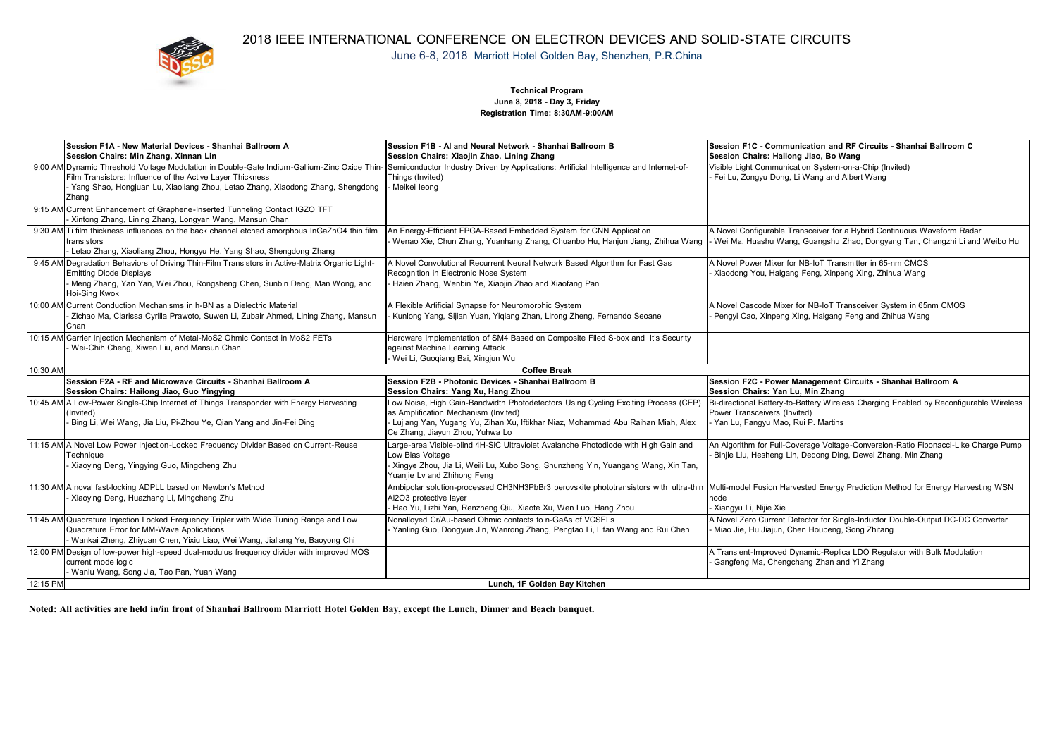# 2018 IEEE INTERNATIONAL CONFERENCE ON ELECTRON DEVICES AND SOLID-STATE CIRCUITS

June 6-8, 2018 Marriott Hotel Golden Bay, Shenzhen, P.R.China

**Technical Program**
**June 8, 2018 - Day 3, Friday**
**Registration Time: 8:30AM-9:00AM**

| | **Session F1A - New Material Devices - Shanhai Ballroom A**<br>**Session Chairs: Min Zhang, Xinnan Lin** | **Session F1B - AI and Neural Network - Shanhai Ballroom B**<br>**Session Chairs: Xiaojin Zhao, Lining Zhang** | **Session F1C - Communication and RF Circuits - Shanhai Ballroom C**<br>**Session Chairs: Hailong Jiao, Bo Wang** |
|---|---|---|---|
| 9:00 AM | Dynamic Threshold Voltage Modulation in Double-Gate Indium-Gallium-Zinc Oxide Thin-Film Transistors: Influence of the Active Layer Thickness<br>- Yang Shao, Hongjuan Lu, Xiaoliang Zhou, Letao Zhang, Xiaodong Zhang, Shengdong Zhang | Semiconductor Industry Driven by Applications: Artificial Intelligence and Internet-of-Things (Invited)<br>- Meikei Ieong | Visible Light Communication System-on-a-Chip (Invited)<br>- Fei Lu, Zongyu Dong, Li Wang and Albert Wang |
| 9:15 AM | Current Enhancement of Graphene-Inserted Tunneling Contact IGZO TFT<br>- Xintong Zhang, Lining Zhang, Longyan Wang, Mansun Chan | | |
| 9:30 AM | Ti film thickness influences on the back channel etched amorphous InGaZnO4 thin film transistors<br>- Letao Zhang, Xiaoliang Zhou, Hongyu He, Yang Shao, Shengdong Zhang | An Energy-Efficient FPGA-Based Embedded System for CNN Application<br>- Wenao Xie, Chun Zhang, Yuanhang Zhang, Chuanbo Hu, Hanjun Jiang, Zhihua Wang | A Novel Configurable Transceiver for a Hybrid Continuous Waveform Radar<br>- Wei Ma, Huashu Wang, Guangshu Zhao, Dongyang Tan, Changzhi Li and Weibo Hu |
| 9:45 AM | Degradation Behaviors of Driving Thin-Film Transistors in Active-Matrix Organic Light-Emitting Diode Displays<br>- Meng Zhang, Yan Yan, Wei Zhou, Rongsheng Chen, Sunbin Deng, Man Wong, and Hoi-Sing Kwok | A Novel Convolutional Recurrent Neural Network Based Algorithm for Fast Gas Recognition in Electronic Nose System<br>- Haien Zhang, Wenbin Ye, Xiaojin Zhao and Xiaofang Pan | A Novel Power Mixer for NB-IoT Transmitter in 65-nm CMOS<br>- Xiaodong You, Haigang Feng, Xinpeng Xing, Zhihua Wang |
| 10:00 AM | Current Conduction Mechanisms in h-BN as a Dielectric Material<br>- Zichao Ma, Clarissa Cyrilla Prawoto, Suwen Li, Zubair Ahmed, Lining Zhang, Mansun Chan | A Flexible Artificial Synapse for Neuromorphic System<br>- Kunlong Yang, Sijian Yuan, Yiqiang Zhan, Lirong Zheng, Fernando Seoane | A Novel Cascode Mixer for NB-IoT Transceiver System in 65nm CMOS<br>- Pengyi Cao, Xinpeng Xing, Haigang Feng and Zhihua Wang |
| 10:15 AM | Carrier Injection Mechanism of Metal-MoS2 Ohmic Contact in MoS2 FETs<br>- Wei-Chih Cheng, Xiwen Liu, and Mansun Chan | Hardware Implementation of SM4 Based on Composite Filed S-box and It's Security against Machine Learning Attack<br>- Wei Li, Guoqiang Bai, Xingjun Wu | |
| 10:30 AM | **Coffee Break** | | |
| | **Session F2A - RF and Microwave Circuits - Shanhai Ballroom A**<br>**Session Chairs: Hailong Jiao, Guo Yingying** | **Session F2B - Photonic Devices - Shanhai Ballroom B**<br>**Session Chairs: Yang Xu, Hang Zhou** | **Session F2C - Power Management Circuits - Shanhai Ballroom A**<br>**Session Chairs: Yan Lu, Min Zhang** |
| 10:45 AM | A Low-Power Single-Chip Internet of Things Transponder with Energy Harvesting (Invited)<br>- Bing Li, Wei Wang, Jia Liu, Pi-Zhou Ye, Qian Yang and Jin-Fei Ding | Low Noise, High Gain-Bandwidth Photodetectors Using Cycling Exciting Process (CEP) as Amplification Mechanism (Invited)<br>- Lujiang Yan, Yugang Yu, Zihan Xu, Iftikhar Niaz, Mohammad Abu Raihan Miah, Alex Ce Zhang, Jiayun Zhou, Yuhwa Lo | Bi-directional Battery-to-Battery Wireless Charging Enabled by Reconfigurable Wireless Power Transceivers (Invited)<br>- Yan Lu, Fangyu Mao, Rui P. Martins |
| 11:15 AM | A Novel Low Power Injection-Locked Frequency Divider Based on Current-Reuse Technique<br>- Xiaoying Deng, Yingying Guo, Mingcheng Zhu | Large-area Visible-blind 4H-SiC Ultraviolet Avalanche Photodiode with High Gain and Low Bias Voltage<br>- Xingye Zhou, Jia Li, Weili Lu, Xubo Song, Shunzheng Yin, Yuangang Wang, Xin Tan, Yuanjie Lv and Zhihong Feng | An Algorithm for Full-Coverage Voltage-Conversion-Ratio Fibonacci-Like Charge Pump<br>- Binjie Liu, Hesheng Lin, Dedong Ding, Dewei Zhang, Min Zhang |
| 11:30 AM | A noval fast-locking ADPLL based on Newton's Method<br>- Xiaoying Deng, Huazhang Li, Mingcheng Zhu | Ambipolar solution-processed CH3NH3PbBr3 perovskite phototransistors with ultra-thin Al2O3 protective layer<br>- Hao Yu, Lizhi Yan, Renzheng Qiu, Xiaote Xu, Wen Luo, Hang Zhou | Multi-model Fusion Harvested Energy Prediction Method for Energy Harvesting WSN node<br>- Xiangyu Li, Nijie Xie |
| 11:45 AM | Quadrature Injection Locked Frequency Tripler with Wide Tuning Range and Low Quadrature Error for MM-Wave Applications<br>- Wankai Zheng, Zhiyuan Chen, Yixiu Liao, Wei Wang, Jialiang Ye, Baoyong Chi | Nonalloyed Cr/Au-based Ohmic contacts to n-GaAs of VCSELs<br>- Yanling Guo, Dongyue Jin, Wanrong Zhang, Pengtao Li, Lifan Wang and Rui Chen | A Novel Zero Current Detector for Single-Inductor Double-Output DC-DC Converter<br>- Miao Jie, Hu Jiajun, Chen Houpeng, Song Zhitang |
| 12:00 PM | Design of low-power high-speed dual-modulus frequency divider with improved MOS current mode logic<br>- Wanlu Wang, Song Jia, Tao Pan, Yuan Wang | | A Transient-Improved Dynamic-Replica LDO Regulator with Bulk Modulation<br>- Gangfeng Ma, Chengchang Zhan and Yi Zhang |
| 12:15 PM | **Lunch, 1F Golden Bay Kitchen** | | |

**Noted: All activities are held in/in front of Shanhai Ballroom Marriott Hotel Golden Bay, except the Lunch, Dinner and Beach banquet.**